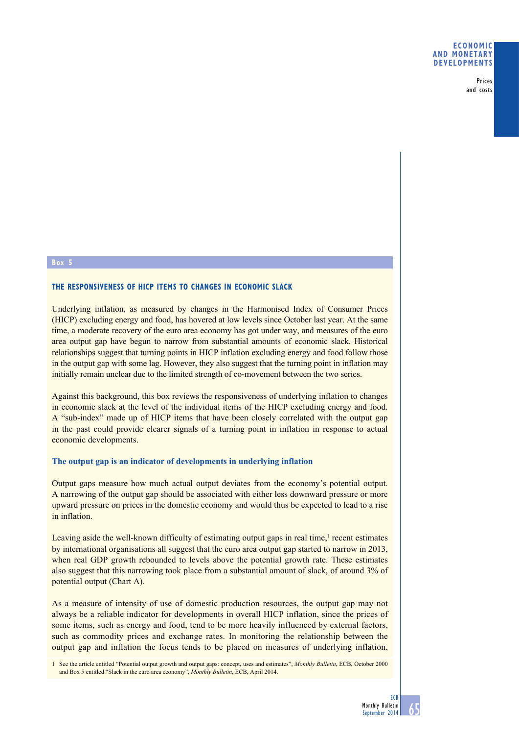## Box 5

### THE RESPONSIVENESS OF HICP ITEMS TO CHANGES IN ECONOMIC SLACK

Underlying inflation, as measured by changes in the Harmonised Index of Consumer Prices (HICP) excluding energy and food, has hovered at low levels since October last year. At the same time, a moderate recovery of the euro area economy has got under way, and measures of the euro area output gap have begun to narrow from substantial amounts of economic slack. Historical relationships suggest that turning points in HICP inflation excluding energy and food follow those in the output gap with some lag. However, they also suggest that the turning point in inflation may initially remain unclear due to the limited strength of co-movement between the two series.

Against this background, this box reviews the responsiveness of underlying inflation to changes in economic slack at the level of the individual items of the HICP excluding energy and food. A "sub-index" made up of HICP items that have been closely correlated with the output gap in the past could provide clearer signals of a turning point in inflation in response to actual economic developments.

#### The output gap is an indicator of developments in underlying inflation

Output gaps measure how much actual output deviates from the economy's potential output. A narrowing of the output gap should be associated with either less downward pressure or more upward pressure on prices in the domestic economy and would thus be expected to lead to a rise in inflation.

Leaving aside the well-known difficulty of estimating output gaps in real time,[1] recent estimates by international organisations all suggest that the euro area output gap started to narrow in 2013, when real GDP growth rebounded to levels above the potential growth rate. These estimates also suggest that this narrowing took place from a substantial amount of slack, of around 3% of potential output (Chart A).

As a measure of intensity of use of domestic production resources, the output gap may not always be a reliable indicator for developments in overall HICP inflation, since the prices of some items, such as energy and food, tend to be more heavily influenced by external factors, such as commodity prices and exchange rates. In monitoring the relationship between the output gap and inflation the focus tends to be placed on measures of underlying inflation,

1 See the article entitled "Potential output growth and output gaps: concept, uses and estimates", *Monthly Bulletin*, ECB, October 2000 and Box 5 entitled "Slack in the euro area economy", *Monthly Bulletin*, ECB, April 2014.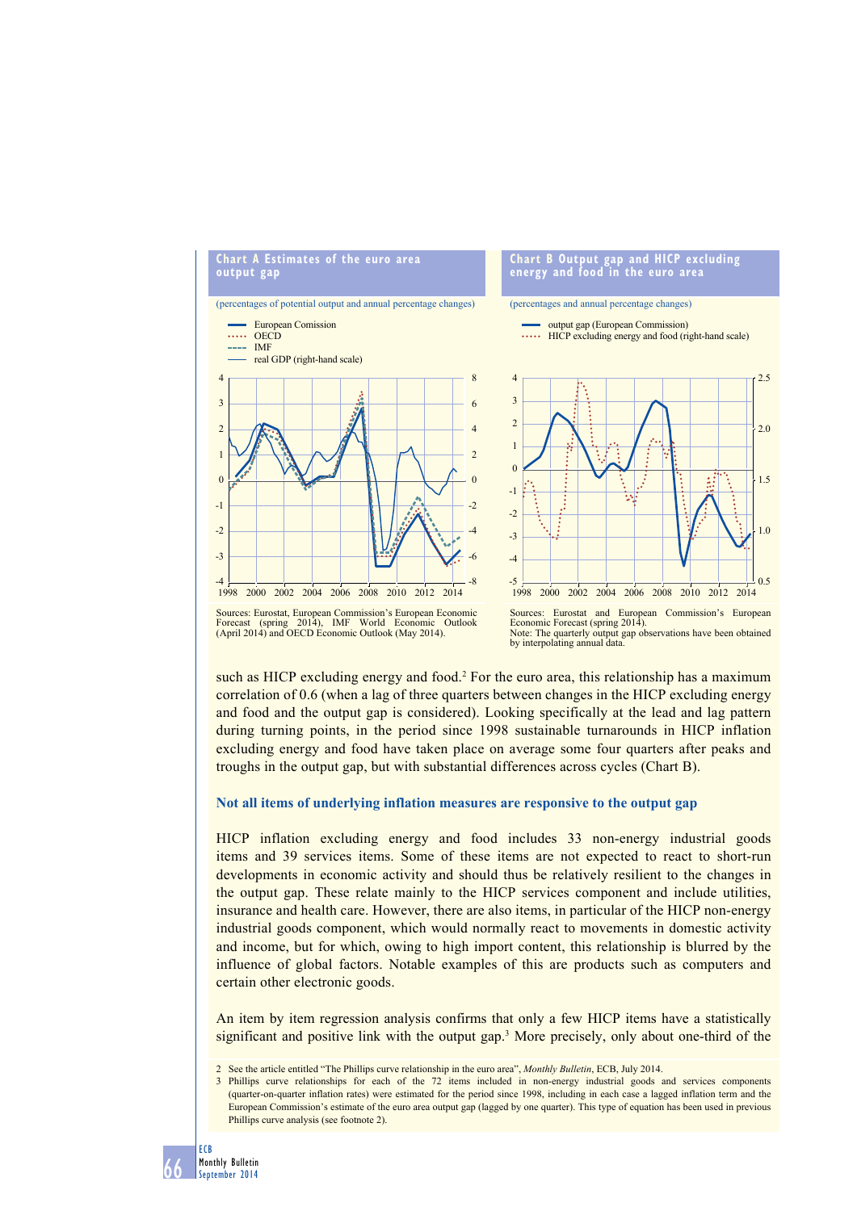**Chart A Estimates of the euro area output gap**

(percentages of potential output and annual percentage changes)

Sources: Eurostat, European Commission's European Economic Forecast (spring 2014), IMF World Economic Outlook (April 2014) and OECD Economic Outlook (May 2014).

**Chart B Output gap and HICP excluding energy and food in the euro area**

(percentages and annual percentage changes)

Sources: Eurostat and European Commission's European Economic Forecast (spring 2014).
Note: The quarterly output gap observations have been obtained by interpolating annual data.

such as HICP excluding energy and food.[2] For the euro area, this relationship has a maximum correlation of 0.6 (when a lag of three quarters between changes in the HICP excluding energy and food and the output gap is considered). Looking specifically at the lead and lag pattern during turning points, in the period since 1998 sustainable turnarounds in HICP inflation excluding energy and food have taken place on average some four quarters after peaks and troughs in the output gap, but with substantial differences across cycles (Chart B).

### Not all items of underlying inflation measures are responsive to the output gap

HICP inflation excluding energy and food includes 33 non-energy industrial goods items and 39 services items. Some of these items are not expected to react to short-run developments in economic activity and should thus be relatively resilient to the changes in the output gap. These relate mainly to the HICP services component and include utilities, insurance and health care. However, there are also items, in particular of the HICP non-energy industrial goods component, which would normally react to movements in domestic activity and income, but for which, owing to high import content, this relationship is blurred by the influence of global factors. Notable examples of this are products such as computers and certain other electronic goods.

An item by item regression analysis confirms that only a few HICP items have a statistically significant and positive link with the output gap.[3] More precisely, only about one-third of the

2 See the article entitled "The Phillips curve relationship in the euro area", *Monthly Bulletin*, ECB, July 2014.

3 Phillips curve relationships for each of the 72 items included in non-energy industrial goods and services components (quarter-on-quarter inflation rates) were estimated for the period since 1998, including in each case a lagged inflation term and the European Commission's estimate of the euro area output gap (lagged by one quarter). This type of equation has been used in previous Phillips curve analysis (see footnote 2).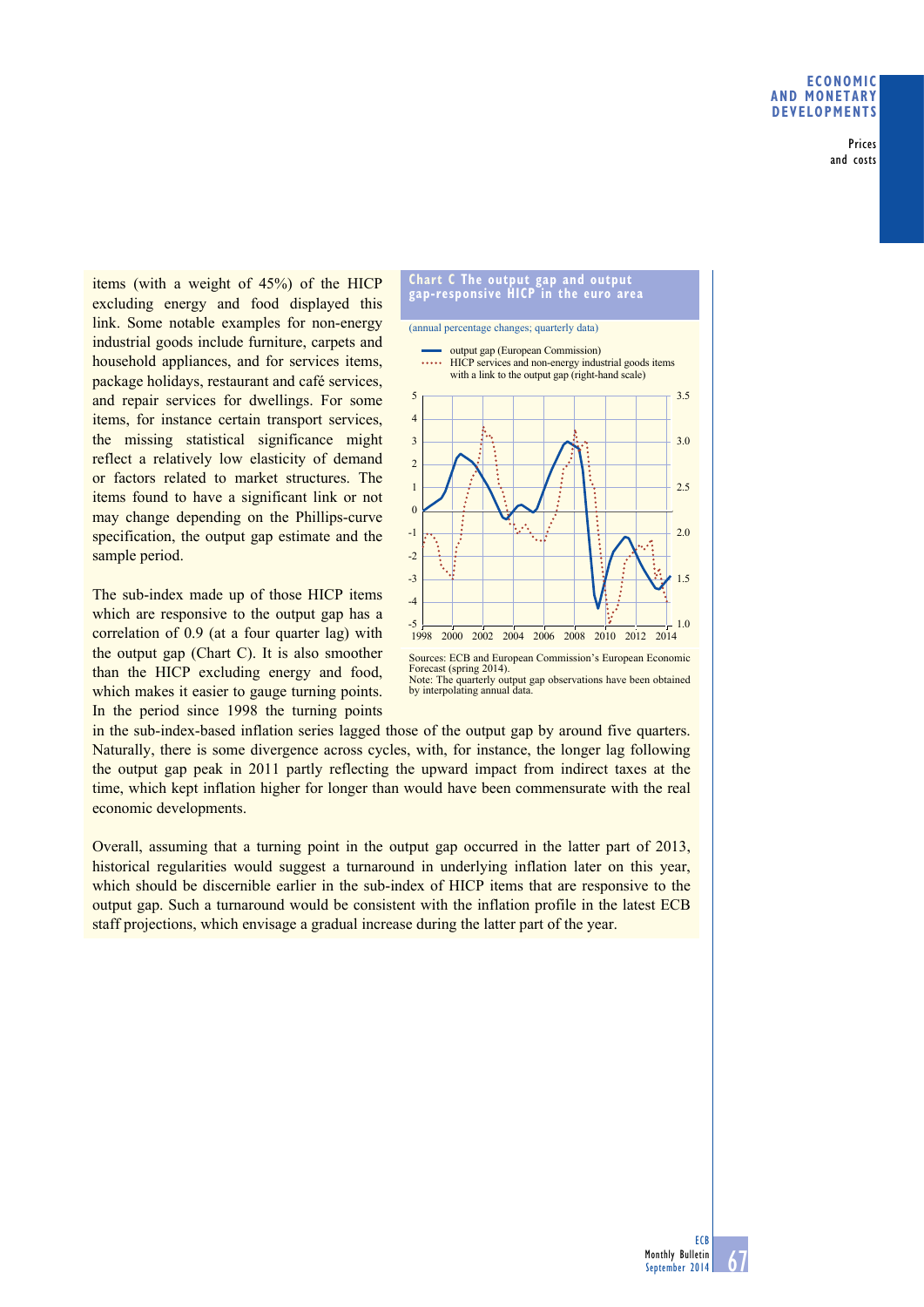items (with a weight of 45%) of the HICP excluding energy and food displayed this link. Some notable examples for non-energy industrial goods include furniture, carpets and household appliances, and for services items, package holidays, restaurant and café services, and repair services for dwellings. For some items, for instance certain transport services, the missing statistical significance might reflect a relatively low elasticity of demand or factors related to market structures. The items found to have a significant link or not may change depending on the Phillips-curve specification, the output gap estimate and the sample period.

The sub-index made up of those HICP items which are responsive to the output gap has a correlation of 0.9 (at a four quarter lag) with the output gap (Chart C). It is also smoother than the HICP excluding energy and food, which makes it easier to gauge turning points. In the period since 1998 the turning points in the sub-index-based inflation series lagged those of the output gap by around five quarters. Naturally, there is some divergence across cycles, with, for instance, the longer lag following the output gap peak in 2011 partly reflecting the upward impact from indirect taxes at the time, which kept inflation higher for longer than would have been commensurate with the real economic developments.

Overall, assuming that a turning point in the output gap occurred in the latter part of 2013, historical regularities would suggest a turnaround in underlying inflation later on this year, which should be discernible earlier in the sub-index of HICP items that are responsive to the output gap. Such a turnaround would be consistent with the inflation profile in the latest ECB staff projections, which envisage a gradual increase during the latter part of the year.

**Chart C The output gap and output gap-responsive HICP in the euro area**

(annual percentage changes; quarterly data)

output gap (European Commission)
HICP services and non-energy industrial goods items with a link to the output gap (right-hand scale)

5, 4, 3, 2, 1, 0, -1, -2, -3, -4, -5
3.5, 3.0, 2.5, 2.0, 1.5, 1.0
1998, 2000, 2002, 2004, 2006, 2008, 2010, 2012, 2014

Sources: ECB and European Commission's European Economic Forecast (spring 2014).
Note: The quarterly output gap observations have been obtained by interpolating annual data.